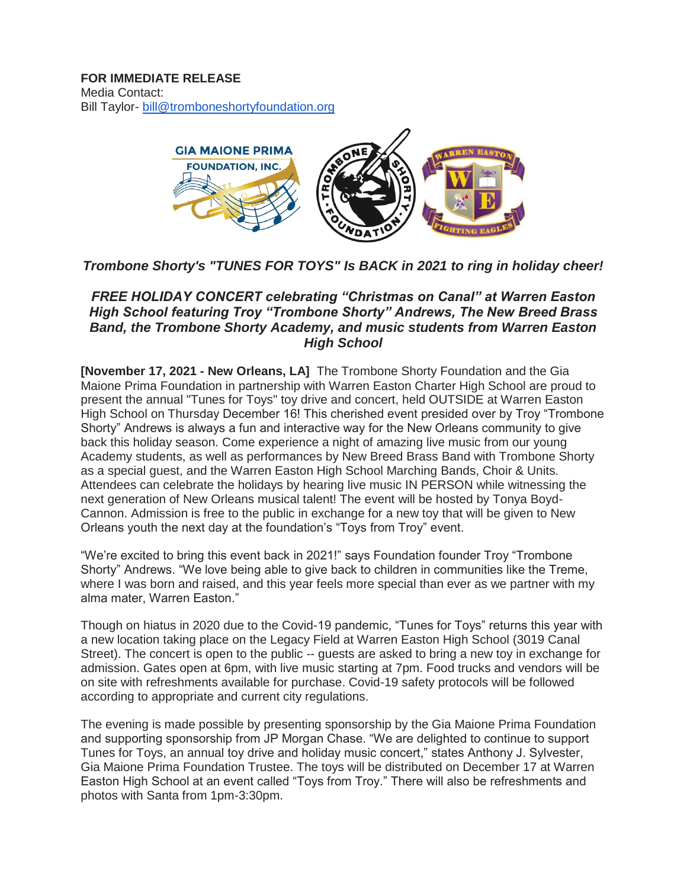**FOR IMMEDIATE RELEASE**
Media Contact:
Bill Taylor- bill@tromboneshortyfoundation.org

***Trombone Shorty's "TUNES FOR TOYS" Is BACK in 2021 to ring in holiday cheer!***

***FREE HOLIDAY CONCERT celebrating "Christmas on Canal" at Warren Easton High School featuring Troy "Trombone Shorty" Andrews, The New Breed Brass Band, the Trombone Shorty Academy, and music students from Warren Easton High School***

**[November 17, 2021 - New Orleans, LA]** The Trombone Shorty Foundation and the Gia Maione Prima Foundation in partnership with Warren Easton Charter High School are proud to present the annual "Tunes for Toys" toy drive and concert, held OUTSIDE at Warren Easton High School on Thursday December 16! This cherished event presided over by Troy "Trombone Shorty" Andrews is always a fun and interactive way for the New Orleans community to give back this holiday season. Come experience a night of amazing live music from our young Academy students, as well as performances by New Breed Brass Band with Trombone Shorty as a special guest, and the Warren Easton High School Marching Bands, Choir & Units. Attendees can celebrate the holidays by hearing live music IN PERSON while witnessing the next generation of New Orleans musical talent! The event will be hosted by Tonya Boyd-Cannon. Admission is free to the public in exchange for a new toy that will be given to New Orleans youth the next day at the foundation's "Toys from Troy" event.

"We're excited to bring this event back in 2021!" says Foundation founder Troy "Trombone Shorty" Andrews. "We love being able to give back to children in communities like the Treme, where I was born and raised, and this year feels more special than ever as we partner with my alma mater, Warren Easton."

Though on hiatus in 2020 due to the Covid-19 pandemic, "Tunes for Toys" returns this year with a new location taking place on the Legacy Field at Warren Easton High School (3019 Canal Street). The concert is open to the public -- guests are asked to bring a new toy in exchange for admission. Gates open at 6pm, with live music starting at 7pm. Food trucks and vendors will be on site with refreshments available for purchase. Covid-19 safety protocols will be followed according to appropriate and current city regulations.

The evening is made possible by presenting sponsorship by the Gia Maione Prima Foundation and supporting sponsorship from JP Morgan Chase. "We are delighted to continue to support Tunes for Toys, an annual toy drive and holiday music concert," states Anthony J. Sylvester, Gia Maione Prima Foundation Trustee. The toys will be distributed on December 17 at Warren Easton High School at an event called "Toys from Troy." There will also be refreshments and photos with Santa from 1pm-3:30pm.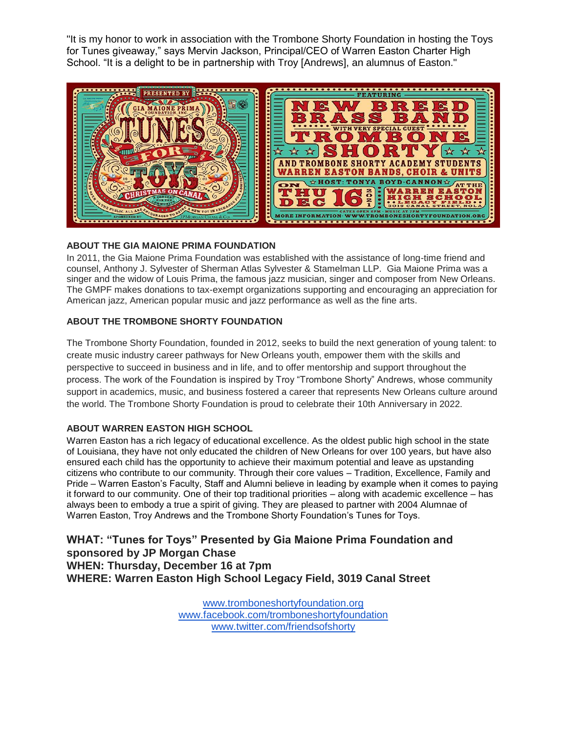"It is my honor to work in association with the Trombone Shorty Foundation in hosting the Toys for Tunes giveaway," says Mervin Jackson, Principal/CEO of Warren Easton Charter High School. "It is a delight to be in partnership with Troy [Andrews], an alumnus of Easton."

**ABOUT THE GIA MAIONE PRIMA FOUNDATION**

In 2011, the Gia Maione Prima Foundation was established with the assistance of long-time friend and counsel, Anthony J. Sylvester of Sherman Atlas Sylvester & Stamelman LLP. Gia Maione Prima was a singer and the widow of Louis Prima, the famous jazz musician, singer and composer from New Orleans. The GMPF makes donations to tax-exempt organizations supporting and encouraging an appreciation for American jazz, American popular music and jazz performance as well as the fine arts.

**ABOUT THE TROMBONE SHORTY FOUNDATION**

The Trombone Shorty Foundation, founded in 2012, seeks to build the next generation of young talent: to create music industry career pathways for New Orleans youth, empower them with the skills and perspective to succeed in business and in life, and to offer mentorship and support throughout the process. The work of the Foundation is inspired by Troy "Trombone Shorty" Andrews, whose community support in academics, music, and business fostered a career that represents New Orleans culture around the world. The Trombone Shorty Foundation is proud to celebrate their 10th Anniversary in 2022.

**ABOUT WARREN EASTON HIGH SCHOOL**

Warren Easton has a rich legacy of educational excellence. As the oldest public high school in the state of Louisiana, they have not only educated the children of New Orleans for over 100 years, but have also ensured each child has the opportunity to achieve their maximum potential and leave as upstanding citizens who contribute to our community. Through their core values – Tradition, Excellence, Family and Pride – Warren Easton's Faculty, Staff and Alumni believe in leading by example when it comes to paying it forward to our community. One of their top traditional priorities – along with academic excellence – has always been to embody a true a spirit of giving. They are pleased to partner with 2004 Alumnae of Warren Easton, Troy Andrews and the Trombone Shorty Foundation's Tunes for Toys.

**WHAT: "Tunes for Toys" Presented by Gia Maione Prima Foundation and sponsored by JP Morgan Chase**
**WHEN: Thursday, December 16 at 7pm**
**WHERE: Warren Easton High School Legacy Field, 3019 Canal Street**

www.tromboneshortyfoundation.org
www.facebook.com/tromboneshortyfoundation
www.twitter.com/friendsofshorty